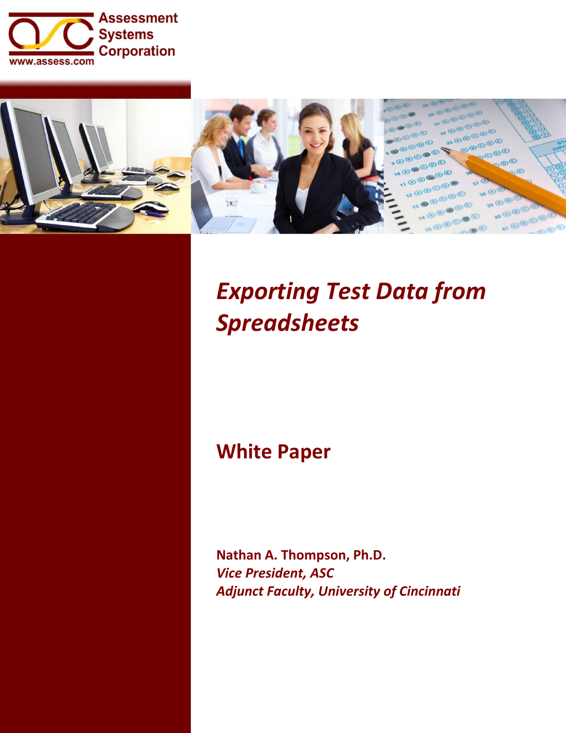Assessment Systems Corporation

www.assess.com

# *Exporting Test Data from Spreadsheets*

## White Paper

**Nathan A. Thompson, Ph.D.**

***Vice President, ASC***

***Adjunct Faculty, University of Cincinnati***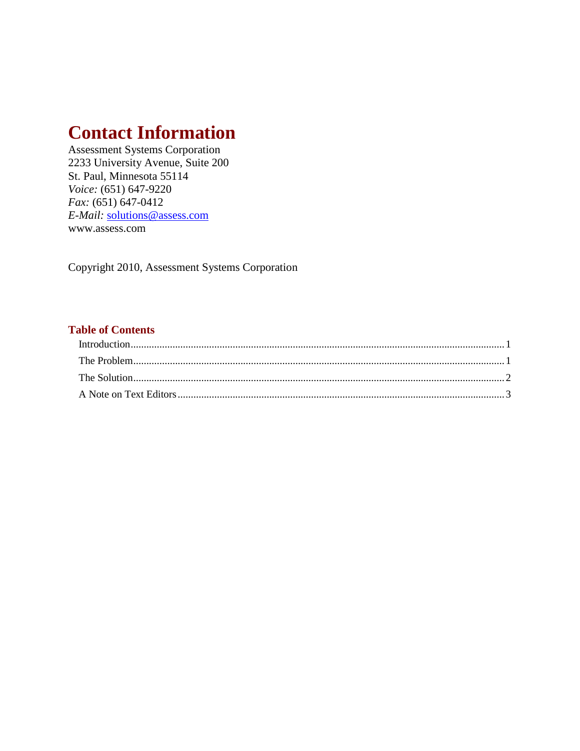# Contact Information

Assessment Systems Corporation
2233 University Avenue, Suite 200
St. Paul, Minnesota 55114
*Voice:* (651) 647-9220
*Fax:* (651) 647-0412
*E-Mail:* solutions@assess.com
www.assess.com

Copyright 2010, Assessment Systems Corporation

## Table of Contents

Introduction .......... 1
The Problem .......... 1
The Solution .......... 2
A Note on Text Editors .......... 3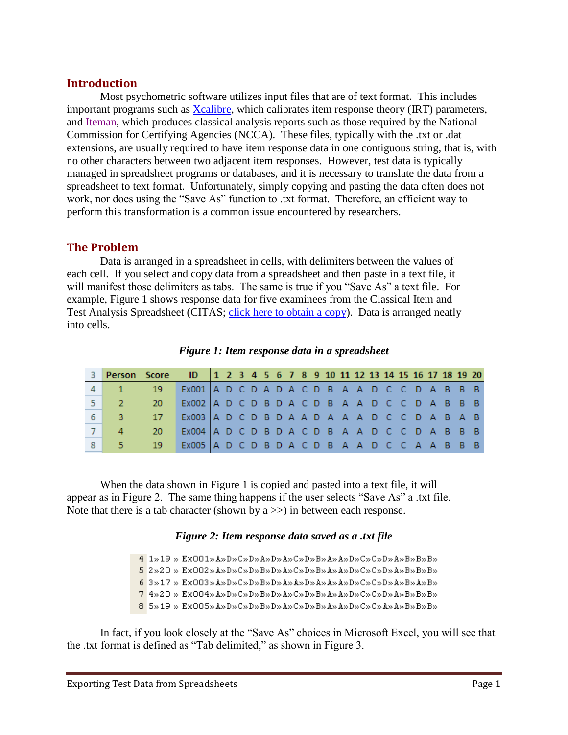## Introduction

Most psychometric software utilizes input files that are of text format. This includes important programs such as Xcalibre, which calibrates item response theory (IRT) parameters, and Iteman, which produces classical analysis reports such as those required by the National Commission for Certifying Agencies (NCCA). These files, typically with the .txt or .dat extensions, are usually required to have item response data in one contiguous string, that is, with no other characters between two adjacent item responses. However, test data is typically managed in spreadsheet programs or databases, and it is necessary to translate the data from a spreadsheet to text format. Unfortunately, simply copying and pasting the data often does not work, nor does using the "Save As" function to .txt format. Therefore, an efficient way to perform this transformation is a common issue encountered by researchers.

## The Problem

Data is arranged in a spreadsheet in cells, with delimiters between the values of each cell. If you select and copy data from a spreadsheet and then paste in a text file, it will manifest those delimiters as tabs. The same is true if you "Save As" a text file. For example, Figure 1 shows response data for five examinees from the Classical Item and Test Analysis Spreadsheet (CITAS; click here to obtain a copy). Data is arranged neatly into cells.

***Figure 1: Item response data in a spreadsheet***

| 3 | Person | Score | ID | 1 | 2 | 3 | 4 | 5 | 6 | 7 | 8 | 9 | 10 | 11 | 12 | 13 | 14 | 15 | 16 | 17 | 18 | 19 | 20 |
|---|---|---|---|---|---|---|---|---|---|---|---|---|---|---|---|---|---|---|---|---|---|---|---|
| 4 | 1 | 19 | Ex001 | A | D | C | D | A | D | A | C | D | B | A | A | D | C | C | D | A | B | B | B |
| 5 | 2 | 20 | Ex002 | A | D | C | D | B | D | A | C | D | B | A | A | D | C | C | D | A | B | B | B |
| 6 | 3 | 17 | Ex003 | A | D | C | D | B | D | A | A | D | A | A | A | D | C | C | D | A | B | A | B |
| 7 | 4 | 20 | Ex004 | A | D | C | D | B | D | A | C | D | B | A | A | D | C | C | D | A | B | B | B |
| 8 | 5 | 19 | Ex005 | A | D | C | D | B | D | A | C | D | B | A | A | D | C | C | A | A | B | B | B |

When the data shown in Figure 1 is copied and pasted into a text file, it will appear as in Figure 2. The same thing happens if the user selects "Save As" a .txt file. Note that there is a tab character (shown by a >>) in between each response.

***Figure 2: Item response data saved as a .txt file***

```
4 1»19 » Ex001»A»D»C»D»A»D»A»C»D»B»A»A»D»C»C»D»A»B»B»B»
5 2»20 » Ex002»A»D»C»D»B»D»A»C»D»B»A»A»D»C»C»D»A»B»B»B»
6 3»17 » Ex003»A»D»C»D»B»D»A»A»D»A»A»A»D»C»C»D»A»B»A»B»
7 4»20 » Ex004»A»D»C»D»B»D»A»C»D»B»A»A»D»C»C»D»A»B»B»B»
8 5»19 » Ex005»A»D»C»D»B»D»A»C»D»B»A»A»D»C»C»A»A»B»B»B»
```

In fact, if you look closely at the "Save As" choices in Microsoft Excel, you will see that the .txt format is defined as "Tab delimited," as shown in Figure 3.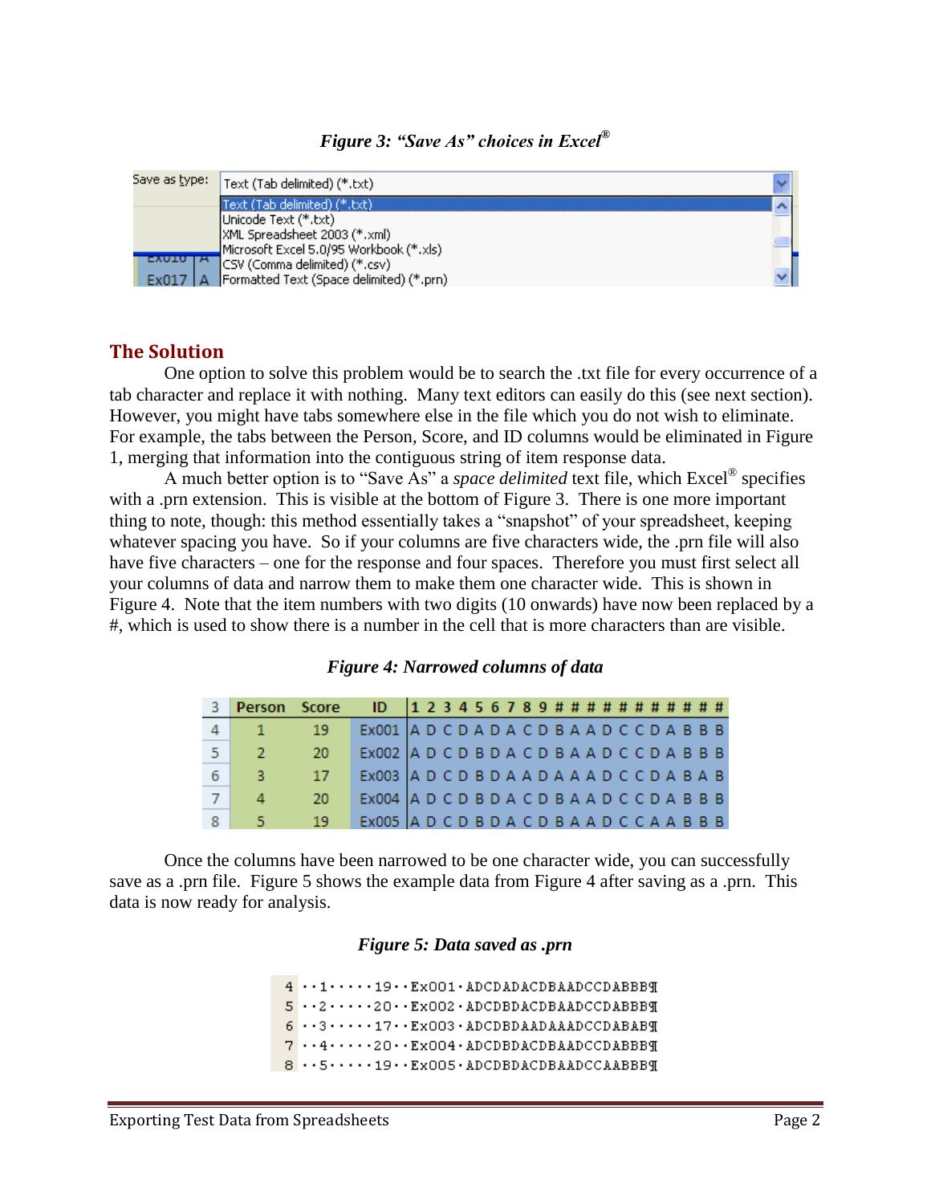*Figure 3: "Save As" choices in Excel®*

| Save as type: | Text (Tab delimited) (*.txt) |
|---|---|
| | Text (Tab delimited) (*.txt) |
| | Unicode Text (*.txt) |
| | XML Spreadsheet 2003 (*.xml) |
| | Microsoft Excel 5.0/95 Workbook (*.xls) |
| | CSV (Comma delimited) (*.csv) |
| | Formatted Text (Space delimited) (*.prn) |

## The Solution

One option to solve this problem would be to search the .txt file for every occurrence of a tab character and replace it with nothing. Many text editors can easily do this (see next section). However, you might have tabs somewhere else in the file which you do not wish to eliminate. For example, the tabs between the Person, Score, and ID columns would be eliminated in Figure 1, merging that information into the contiguous string of item response data.

A much better option is to "Save As" a *space delimited* text file, which Excel® specifies with a .prn extension. This is visible at the bottom of Figure 3. There is one more important thing to note, though: this method essentially takes a "snapshot" of your spreadsheet, keeping whatever spacing you have. So if your columns are five characters wide, the .prn file will also have five characters – one for the response and four spaces. Therefore you must first select all your columns of data and narrow them to make them one character wide. This is shown in Figure 4. Note that the item numbers with two digits (10 onwards) have now been replaced by a #, which is used to show there is a number in the cell that is more characters than are visible.

*Figure 4: Narrowed columns of data*

| 3 | Person | Score | ID | 1 | 2 | 3 | 4 | 5 | 6 | 7 | 8 | 9 | # | # | # | # | # | # | # | # | # | # | # |
|---|---|---|---|---|---|---|---|---|---|---|---|---|---|---|---|---|---|---|---|---|---|---|---|
| 4 | 1 | 19 | Ex001 | A | D | C | D | A | D | A | C | D | B | A | A | D | C | C | D | A | B | B | B |
| 5 | 2 | 20 | Ex002 | A | D | C | D | B | D | A | C | D | B | A | A | D | C | C | D | A | B | B | B |
| 6 | 3 | 17 | Ex003 | A | D | C | D | B | D | A | A | D | A | A | A | D | C | C | D | A | B | A | B |
| 7 | 4 | 20 | Ex004 | A | D | C | D | B | D | A | C | D | B | A | A | D | C | C | D | A | B | B | B |
| 8 | 5 | 19 | Ex005 | A | D | C | D | B | D | A | C | D | B | A | A | D | C | C | A | A | B | B | B |

Once the columns have been narrowed to be one character wide, you can successfully save as a .prn file. Figure 5 shows the example data from Figure 4 after saving as a .prn. This data is now ready for analysis.

*Figure 5: Data saved as .prn*

```
4 ··1·····19··Ex001·ADCDADACDBAADCCDABBB¶
5 ··2·····20··Ex002·ADCDBDACDBAADCCDABBB¶
6 ··3·····17··Ex003·ADCDBDAADAAADCCDABAB¶
7 ··4·····20··Ex004·ADCDBDACDBAADCCDABBB¶
8 ··5·····19··Ex005·ADCDBDACDBAADCCAABBB¶
```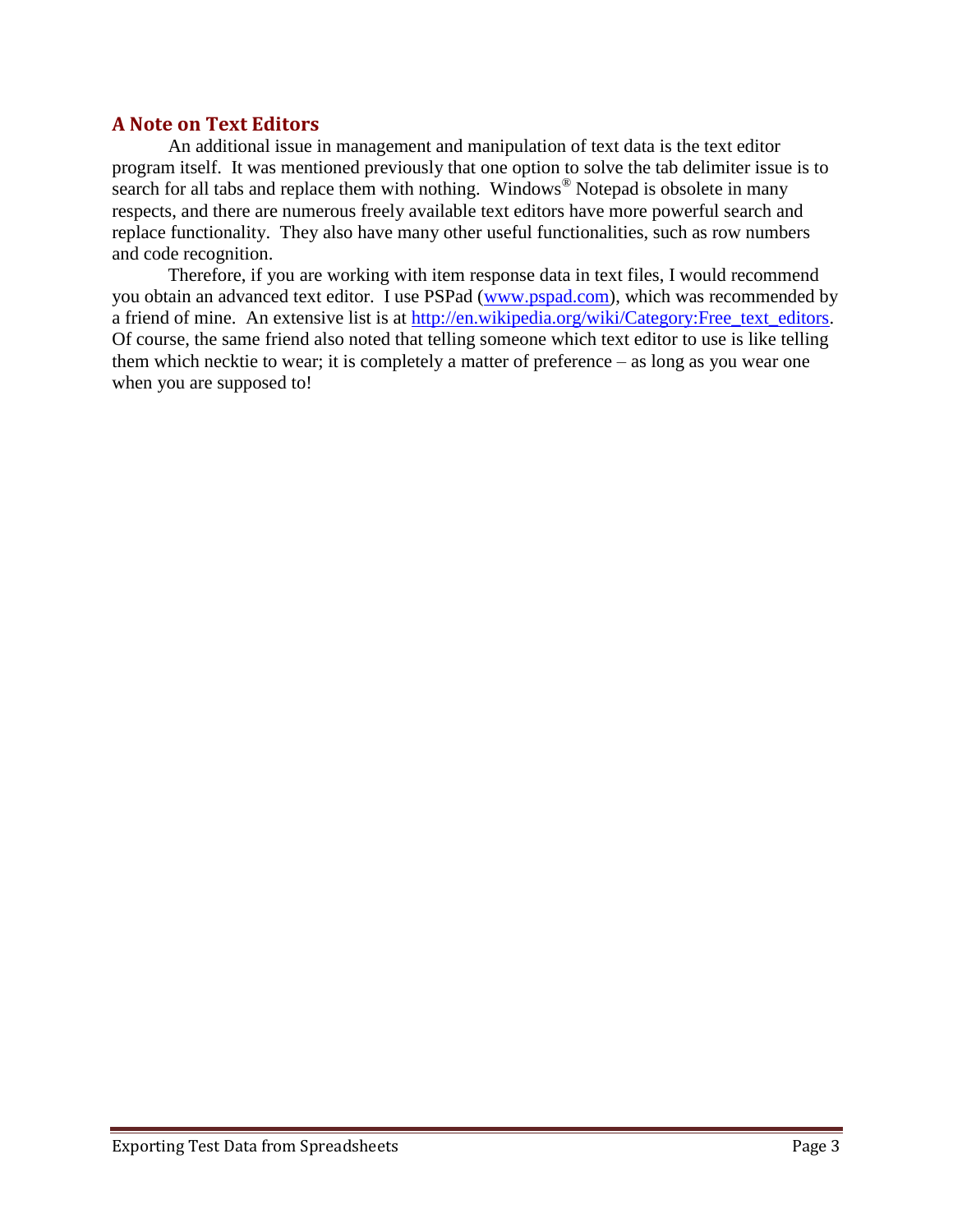## A Note on Text Editors

An additional issue in management and manipulation of text data is the text editor program itself. It was mentioned previously that one option to solve the tab delimiter issue is to search for all tabs and replace them with nothing. Windows® Notepad is obsolete in many respects, and there are numerous freely available text editors have more powerful search and replace functionality. They also have many other useful functionalities, such as row numbers and code recognition.

Therefore, if you are working with item response data in text files, I would recommend you obtain an advanced text editor. I use PSPad ([www.pspad.com](http://www.pspad.com)), which was recommended by a friend of mine. An extensive list is at [http://en.wikipedia.org/wiki/Category:Free_text_editors](http://en.wikipedia.org/wiki/Category:Free_text_editors). Of course, the same friend also noted that telling someone which text editor to use is like telling them which necktie to wear; it is completely a matter of preference – as long as you wear one when you are supposed to!